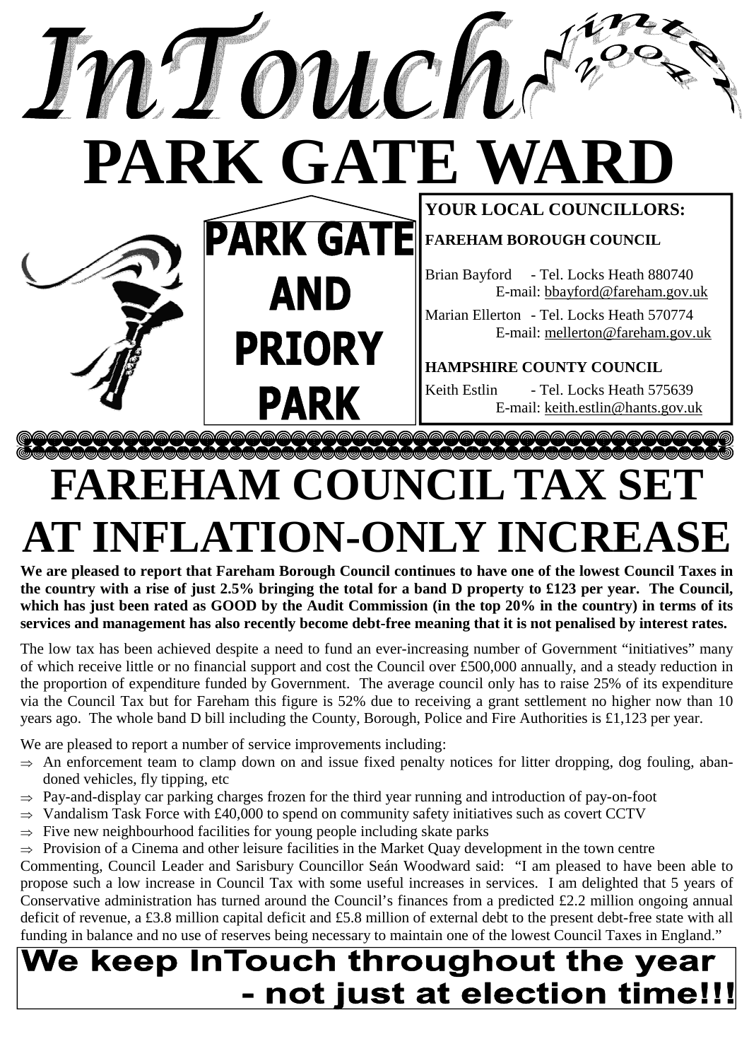# InTouch

Winter 2004

# PARK GATE WARD

**PARK GATE AND PRIORY PARK**

**YOUR LOCAL COUNCILLORS:**

**FAREHAM BOROUGH COUNCIL**

Brian Bayford - Tel. Locks Heath 880740
E-mail: bbayford@fareham.gov.uk

Marian Ellerton - Tel. Locks Heath 570774
E-mail: mellerton@fareham.gov.uk

**HAMPSHIRE COUNTY COUNCIL**

Keith Estlin - Tel. Locks Heath 575639
E-mail: keith.estlin@hants.gov.uk

# FAREHAM COUNCIL TAX SET AT INFLATION-ONLY INCREASE

**We are pleased to report that Fareham Borough Council continues to have one of the lowest Council Taxes in the country with a rise of just 2.5% bringing the total for a band D property to £123 per year. The Council, which has just been rated as GOOD by the Audit Commission (in the top 20% in the country) in terms of its services and management has also recently become debt-free meaning that it is not penalised by interest rates.**

The low tax has been achieved despite a need to fund an ever-increasing number of Government "initiatives" many of which receive little or no financial support and cost the Council over £500,000 annually, and a steady reduction in the proportion of expenditure funded by Government. The average council only has to raise 25% of its expenditure via the Council Tax but for Fareham this figure is 52% due to receiving a grant settlement no higher now than 10 years ago. The whole band D bill including the County, Borough, Police and Fire Authorities is £1,123 per year.

We are pleased to report a number of service improvements including:

- ⇒ An enforcement team to clamp down on and issue fixed penalty notices for litter dropping, dog fouling, abandoned vehicles, fly tipping, etc
- ⇒ Pay-and-display car parking charges frozen for the third year running and introduction of pay-on-foot
- ⇒ Vandalism Task Force with £40,000 to spend on community safety initiatives such as covert CCTV
- ⇒ Five new neighbourhood facilities for young people including skate parks
- ⇒ Provision of a Cinema and other leisure facilities in the Market Quay development in the town centre

Commenting, Council Leader and Sarisbury Councillor Seán Woodward said: "I am pleased to have been able to propose such a low increase in Council Tax with some useful increases in services. I am delighted that 5 years of Conservative administration has turned around the Council's finances from a predicted £2.2 million ongoing annual deficit of revenue, a £3.8 million capital deficit and £5.8 million of external debt to the present debt-free state with all funding in balance and no use of reserves being necessary to maintain one of the lowest Council Taxes in England."

**We keep InTouch throughout the year - not just at election time!!!**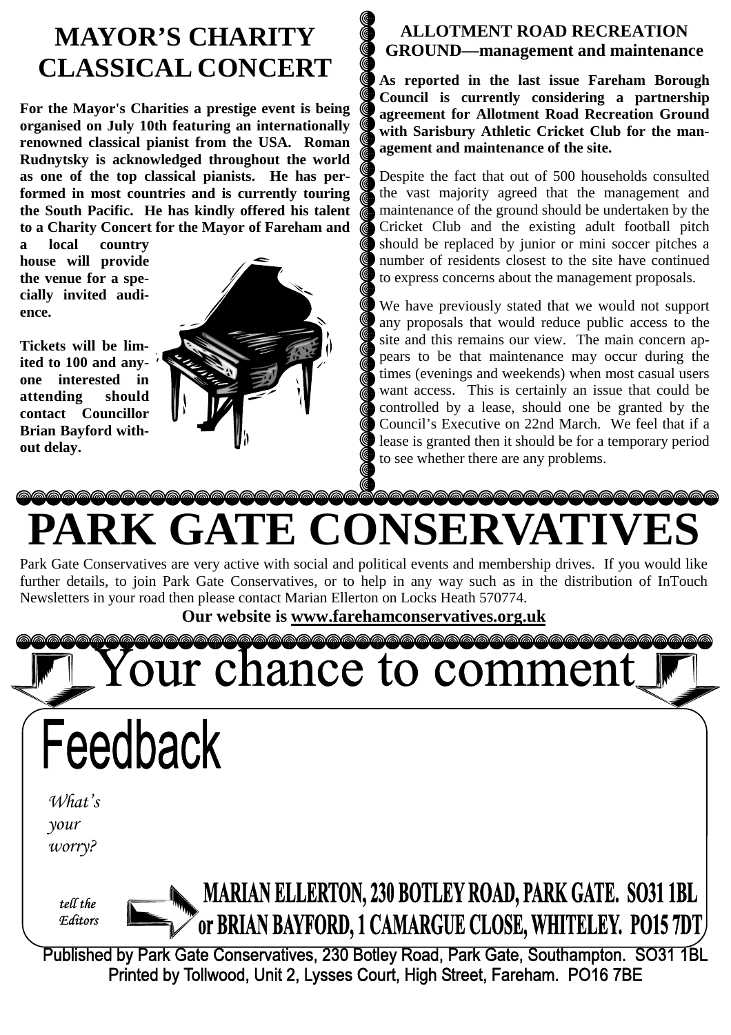# MAYOR'S CHARITY CLASSICAL CONCERT

**For the Mayor's Charities a prestige event is being organised on July 10th featuring an internationally renowned classical pianist from the USA. Roman Rudnytsky is acknowledged throughout the world as one of the top classical pianists. He has performed in most countries and is currently touring the South Pacific. He has kindly offered his talent to a Charity Concert for the Mayor of Fareham and a local country house will provide the venue for a specially invited audience.**

**Tickets will be limited to 100 and anyone interested in attending should contact Councillor Brian Bayford without delay.**

## ALLOTMENT ROAD RECREATION GROUND—management and maintenance

**As reported in the last issue Fareham Borough Council is currently considering a partnership agreement for Allotment Road Recreation Ground with Sarisbury Athletic Cricket Club for the management and maintenance of the site.**

Despite the fact that out of 500 households consulted the vast majority agreed that the management and maintenance of the ground should be undertaken by the Cricket Club and the existing adult football pitch should be replaced by junior or mini soccer pitches a number of residents closest to the site have continued to express concerns about the management proposals.

We have previously stated that we would not support any proposals that would reduce public access to the site and this remains our view. The main concern appears to be that maintenance may occur during the times (evenings and weekends) when most casual users want access. This is certainly an issue that could be controlled by a lease, should one be granted by the Council's Executive on 22nd March. We feel that if a lease is granted then it should be for a temporary period to see whether there are any problems.

# PARK GATE CONSERVATIVES

Park Gate Conservatives are very active with social and political events and membership drives. If you would like further details, to join Park Gate Conservatives, or to help in any way such as in the distribution of InTouch Newsletters in your road then please contact Marian Ellerton on Locks Heath 570774.

**Our website is www.farehamconservatives.org.uk**

# Your chance to comment

## Feedback

*What's your worry?*

*tell the Editors*

**MARIAN ELLERTON, 230 BOTLEY ROAD, PARK GATE. SO31 1BL or BRIAN BAYFORD, 1 CAMARGUE CLOSE, WHITELEY. PO15 7DT**

Published by Park Gate Conservatives, 230 Botley Road, Park Gate, Southampton. SO31 1BL
Printed by Tollwood, Unit 2, Lysses Court, High Street, Fareham. PO16 7BE